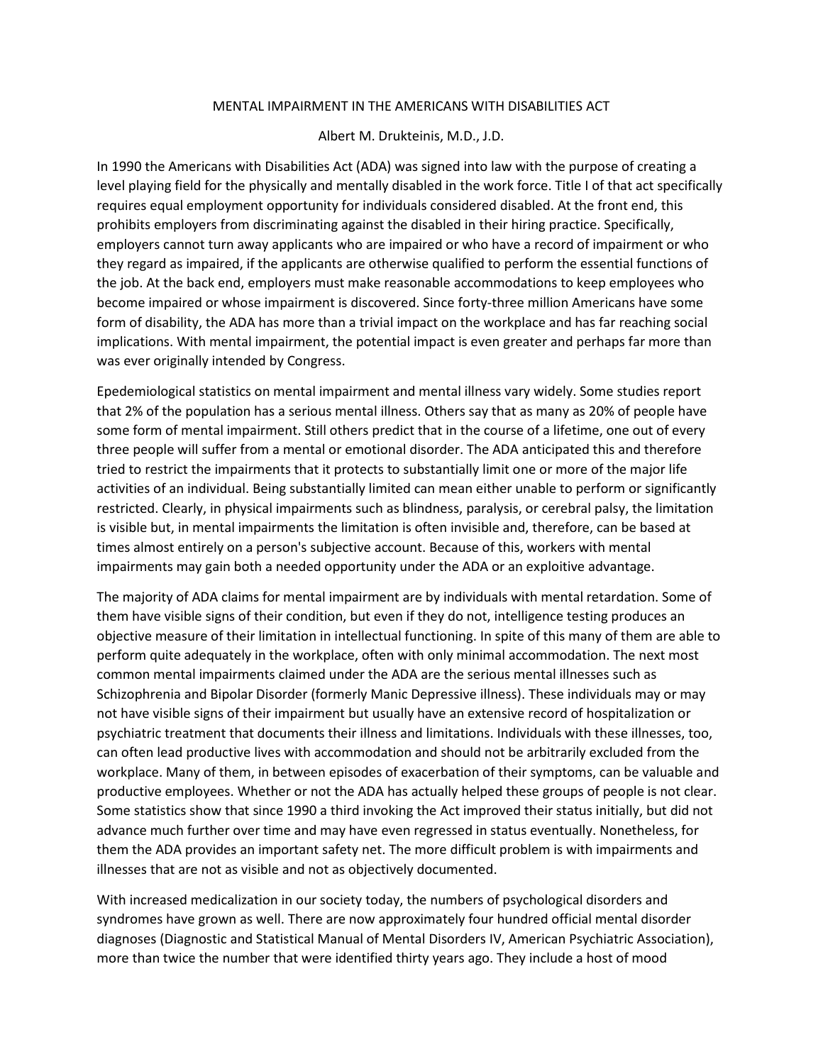# MENTAL IMPAIRMENT IN THE AMERICANS WITH DISABILITIES ACT

Albert M. Drukteinis, M.D., J.D.

In 1990 the Americans with Disabilities Act (ADA) was signed into law with the purpose of creating a level playing field for the physically and mentally disabled in the work force. Title I of that act specifically requires equal employment opportunity for individuals considered disabled. At the front end, this prohibits employers from discriminating against the disabled in their hiring practice. Specifically, employers cannot turn away applicants who are impaired or who have a record of impairment or who they regard as impaired, if the applicants are otherwise qualified to perform the essential functions of the job. At the back end, employers must make reasonable accommodations to keep employees who become impaired or whose impairment is discovered. Since forty-three million Americans have some form of disability, the ADA has more than a trivial impact on the workplace and has far reaching social implications. With mental impairment, the potential impact is even greater and perhaps far more than was ever originally intended by Congress.

Epidemiological statistics on mental impairment and mental illness vary widely. Some studies report that 2% of the population has a serious mental illness. Others say that as many as 20% of people have some form of mental impairment. Still others predict that in the course of a lifetime, one out of every three people will suffer from a mental or emotional disorder. The ADA anticipated this and therefore tried to restrict the impairments that it protects to substantially limit one or more of the major life activities of an individual. Being substantially limited can mean either unable to perform or significantly restricted. Clearly, in physical impairments such as blindness, paralysis, or cerebral palsy, the limitation is visible but, in mental impairments the limitation is often invisible and, therefore, can be based at times almost entirely on a person's subjective account. Because of this, workers with mental impairments may gain both a needed opportunity under the ADA or an exploitive advantage.

The majority of ADA claims for mental impairment are by individuals with mental retardation. Some of them have visible signs of their condition, but even if they do not, intelligence testing produces an objective measure of their limitation in intellectual functioning. In spite of this many of them are able to perform quite adequately in the workplace, often with only minimal accommodation. The next most common mental impairments claimed under the ADA are the serious mental illnesses such as Schizophrenia and Bipolar Disorder (formerly Manic Depressive illness). These individuals may or may not have visible signs of their impairment but usually have an extensive record of hospitalization or psychiatric treatment that documents their illness and limitations. Individuals with these illnesses, too, can often lead productive lives with accommodation and should not be arbitrarily excluded from the workplace. Many of them, in between episodes of exacerbation of their symptoms, can be valuable and productive employees. Whether or not the ADA has actually helped these groups of people is not clear. Some statistics show that since 1990 a third invoking the Act improved their status initially, but did not advance much further over time and may have even regressed in status eventually. Nonetheless, for them the ADA provides an important safety net. The more difficult problem is with impairments and illnesses that are not as visible and not as objectively documented.

With increased medicalization in our society today, the numbers of psychological disorders and syndromes have grown as well. There are now approximately four hundred official mental disorder diagnoses (Diagnostic and Statistical Manual of Mental Disorders IV, American Psychiatric Association), more than twice the number that were identified thirty years ago. They include a host of mood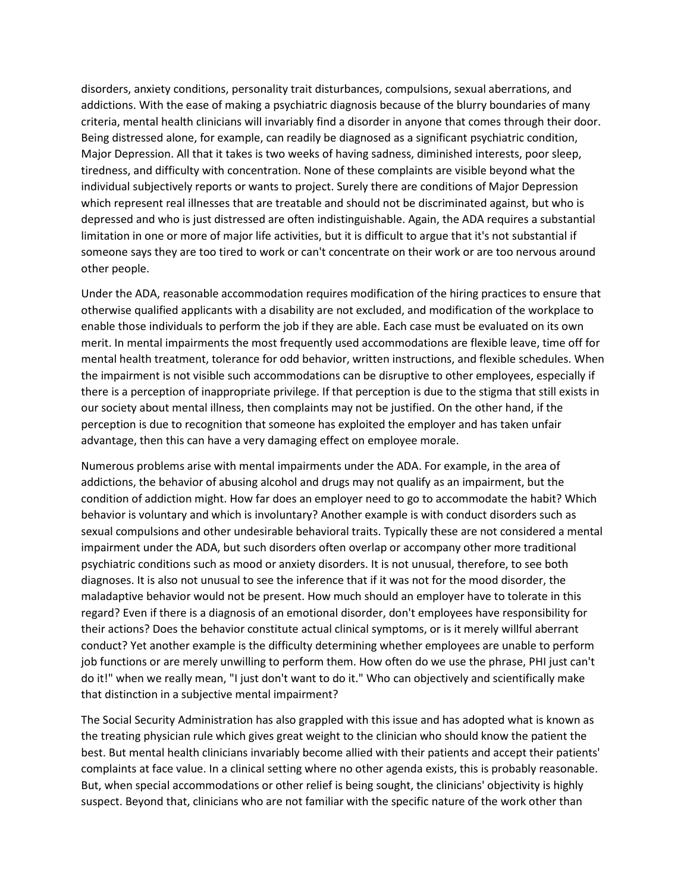disorders, anxiety conditions, personality trait disturbances, compulsions, sexual aberrations, and addictions. With the ease of making a psychiatric diagnosis because of the blurry boundaries of many criteria, mental health clinicians will invariably find a disorder in anyone that comes through their door. Being distressed alone, for example, can readily be diagnosed as a significant psychiatric condition, Major Depression. All that it takes is two weeks of having sadness, diminished interests, poor sleep, tiredness, and difficulty with concentration. None of these complaints are visible beyond what the individual subjectively reports or wants to project. Surely there are conditions of Major Depression which represent real illnesses that are treatable and should not be discriminated against, but who is depressed and who is just distressed are often indistinguishable. Again, the ADA requires a substantial limitation in one or more of major life activities, but it is difficult to argue that it's not substantial if someone says they are too tired to work or can't concentrate on their work or are too nervous around other people.

Under the ADA, reasonable accommodation requires modification of the hiring practices to ensure that otherwise qualified applicants with a disability are not excluded, and modification of the workplace to enable those individuals to perform the job if they are able. Each case must be evaluated on its own merit. In mental impairments the most frequently used accommodations are flexible leave, time off for mental health treatment, tolerance for odd behavior, written instructions, and flexible schedules. When the impairment is not visible such accommodations can be disruptive to other employees, especially if there is a perception of inappropriate privilege. If that perception is due to the stigma that still exists in our society about mental illness, then complaints may not be justified. On the other hand, if the perception is due to recognition that someone has exploited the employer and has taken unfair advantage, then this can have a very damaging effect on employee morale.

Numerous problems arise with mental impairments under the ADA. For example, in the area of addictions, the behavior of abusing alcohol and drugs may not qualify as an impairment, but the condition of addiction might. How far does an employer need to go to accommodate the habit? Which behavior is voluntary and which is involuntary? Another example is with conduct disorders such as sexual compulsions and other undesirable behavioral traits. Typically these are not considered a mental impairment under the ADA, but such disorders often overlap or accompany other more traditional psychiatric conditions such as mood or anxiety disorders. It is not unusual, therefore, to see both diagnoses. It is also not unusual to see the inference that if it was not for the mood disorder, the maladaptive behavior would not be present. How much should an employer have to tolerate in this regard? Even if there is a diagnosis of an emotional disorder, don't employees have responsibility for their actions? Does the behavior constitute actual clinical symptoms, or is it merely willful aberrant conduct? Yet another example is the difficulty determining whether employees are unable to perform job functions or are merely unwilling to perform them. How often do we use the phrase, PHI just can't do it!" when we really mean, "I just don't want to do it." Who can objectively and scientifically make that distinction in a subjective mental impairment?

The Social Security Administration has also grappled with this issue and has adopted what is known as the treating physician rule which gives great weight to the clinician who should know the patient the best. But mental health clinicians invariably become allied with their patients and accept their patients' complaints at face value. In a clinical setting where no other agenda exists, this is probably reasonable. But, when special accommodations or other relief is being sought, the clinicians' objectivity is highly suspect. Beyond that, clinicians who are not familiar with the specific nature of the work other than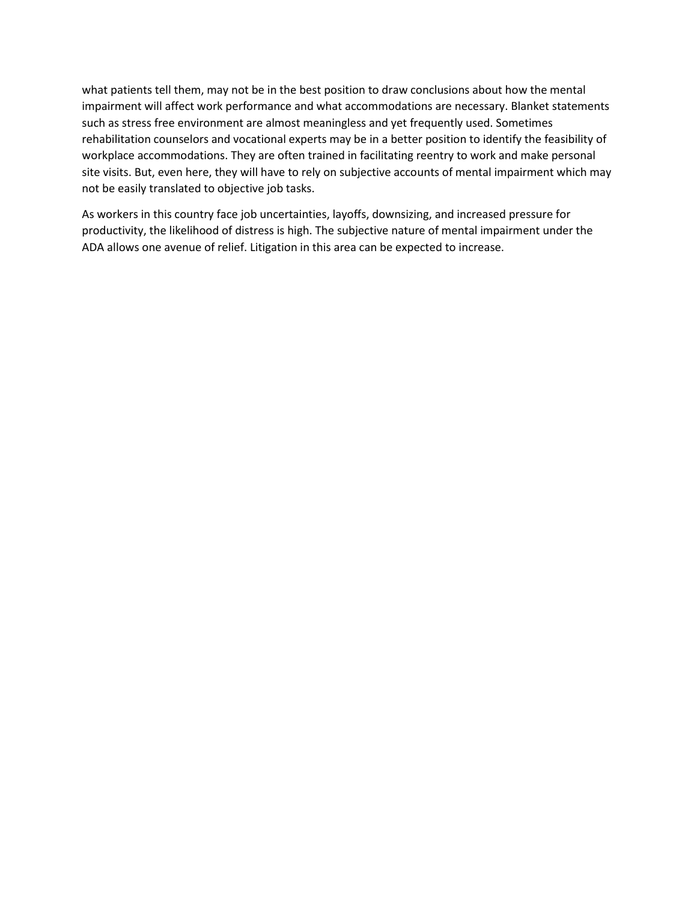what patients tell them, may not be in the best position to draw conclusions about how the mental impairment will affect work performance and what accommodations are necessary. Blanket statements such as stress free environment are almost meaningless and yet frequently used. Sometimes rehabilitation counselors and vocational experts may be in a better position to identify the feasibility of workplace accommodations. They are often trained in facilitating reentry to work and make personal site visits. But, even here, they will have to rely on subjective accounts of mental impairment which may not be easily translated to objective job tasks.

As workers in this country face job uncertainties, layoffs, downsizing, and increased pressure for productivity, the likelihood of distress is high. The subjective nature of mental impairment under the ADA allows one avenue of relief. Litigation in this area can be expected to increase.